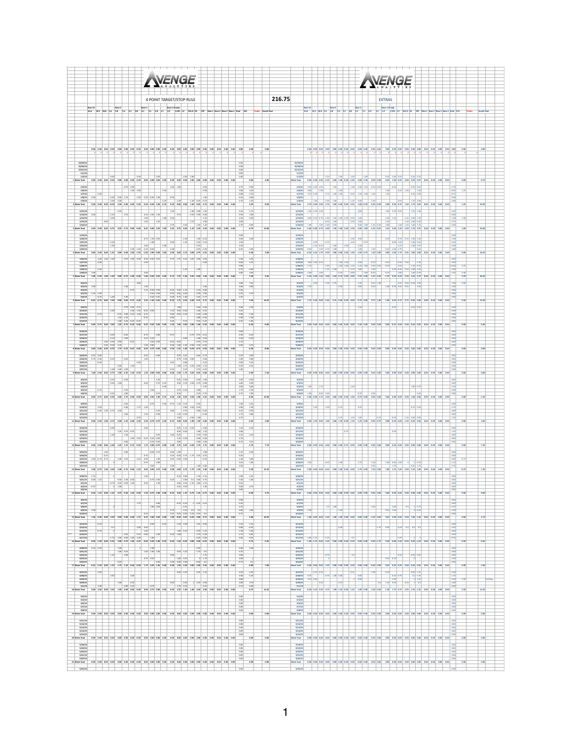# AVENGE ANALYTICS

## 4 POINT TARGET/STOP RULE

**216.75**

# AVENGE ANALYTICS

## EXTRAS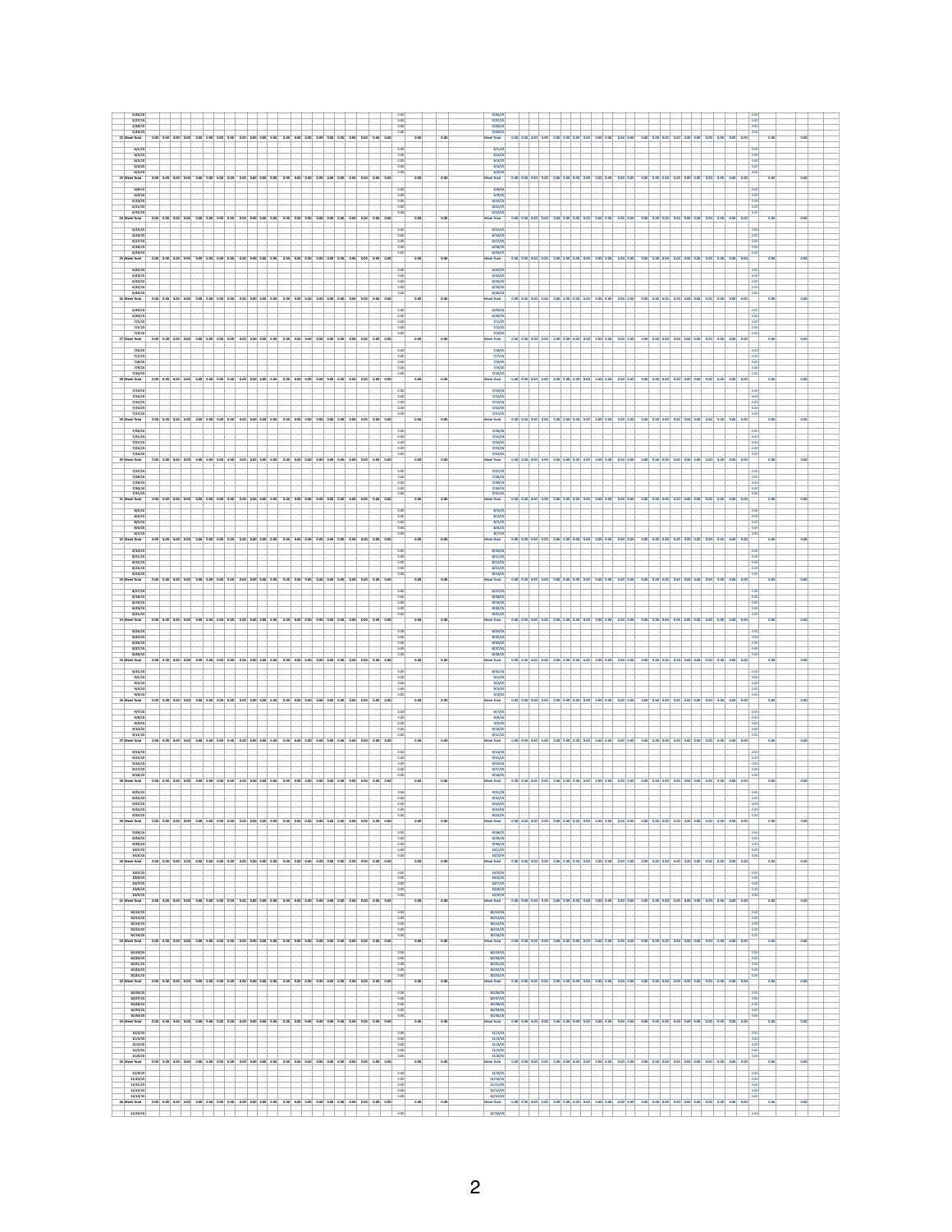| | | | | | | | | | | | | | | | | | | | | | | | | |
|---|---|---|---|---|---|---|---|---|---|---|---|---|---|---|---|---|---|---|---|---|---|---|---|---|
| | 5/26/15 | | | | | | | | | | | | | | | | | | | | | 0.00 | | |
| | 5/27/15 | | | | | | | | | | | | | | | | | | | | | 0.00 | | |
| | 5/28/15 | | | | | | | | | | | | | | | | | | | | | 0.00 | | |
| | 5/29/15 | | | | | | | | | | | | | | | | | | | | | 0.00 | | |
| 22 | Week Total | 0.00 | 0.00 | 0.00 | 0.00 | 0.00 | 0.00 | 0.00 | 0.00 | 0.00 | 0.00 | 0.00 | 0.00 | 0.00 | 0.00 | 0.00 | 0.00 | 0.00 | 0.00 | 0.00 | 0.00 | 0.00 | | 0.00 |
| | 6/1/15 | | | | | | | | | | | | | | | | | | | | | 0.00 | | |
| | 6/2/15 | | | | | | | | | | | | | | | | | | | | | 0.00 | | |
| | 6/3/15 | | | | | | | | | | | | | | | | | | | | | 0.00 | | |
| | 6/4/15 | | | | | | | | | | | | | | | | | | | | | 0.00 | | |
| | 6/5/15 | | | | | | | | | | | | | | | | | | | | | 0.00 | | |
| 23 | Week Total | 0.00 | 0.00 | 0.00 | 0.00 | 0.00 | 0.00 | 0.00 | 0.00 | 0.00 | 0.00 | 0.00 | 0.00 | 0.00 | 0.00 | 0.00 | 0.00 | 0.00 | 0.00 | 0.00 | 0.00 | 0.00 | | 0.00 |
| | 6/8/15 | | | | | | | | | | | | | | | | | | | | | 0.00 | | |
| | 6/9/15 | | | | | | | | | | | | | | | | | | | | | 0.00 | | |
| | 6/10/15 | | | | | | | | | | | | | | | | | | | | | 0.00 | | |
| | 6/11/15 | | | | | | | | | | | | | | | | | | | | | 0.00 | | |
| | 6/12/15 | | | | | | | | | | | | | | | | | | | | | 0.00 | | |
| 24 | Week Total | 0.00 | 0.00 | 0.00 | 0.00 | 0.00 | 0.00 | 0.00 | 0.00 | 0.00 | 0.00 | 0.00 | 0.00 | 0.00 | 0.00 | 0.00 | 0.00 | 0.00 | 0.00 | 0.00 | 0.00 | 0.00 | | 0.00 |
| | 6/15/15 | | | | | | | | | | | | | | | | | | | | | 0.00 | | |
| | 6/16/15 | | | | | | | | | | | | | | | | | | | | | 0.00 | | |
| | 6/17/15 | | | | | | | | | | | | | | | | | | | | | 0.00 | | |
| | 6/18/15 | | | | | | | | | | | | | | | | | | | | | 0.00 | | |
| | 6/19/15 | | | | | | | | | | | | | | | | | | | | | 0.00 | | |
| 25 | Week Total | 0.00 | 0.00 | 0.00 | 0.00 | 0.00 | 0.00 | 0.00 | 0.00 | 0.00 | 0.00 | 0.00 | 0.00 | 0.00 | 0.00 | 0.00 | 0.00 | 0.00 | 0.00 | 0.00 | 0.00 | 0.00 | | 0.00 |
| | 6/22/15 | | | | | | | | | | | | | | | | | | | | | 0.00 | | |
| | 6/23/15 | | | | | | | | | | | | | | | | | | | | | 0.00 | | |
| | 6/24/15 | | | | | | | | | | | | | | | | | | | | | 0.00 | | |
| | 6/25/15 | | | | | | | | | | | | | | | | | | | | | 0.00 | | |
| | 6/26/15 | | | | | | | | | | | | | | | | | | | | | 0.00 | | |
| 26 | Week Total | 0.00 | 0.00 | 0.00 | 0.00 | 0.00 | 0.00 | 0.00 | 0.00 | 0.00 | 0.00 | 0.00 | 0.00 | 0.00 | 0.00 | 0.00 | 0.00 | 0.00 | 0.00 | 0.00 | 0.00 | 0.00 | | 0.00 |
| | 6/29/15 | | | | | | | | | | | | | | | | | | | | | 0.00 | | |
| | 6/30/15 | | | | | | | | | | | | | | | | | | | | | 0.00 | | |
| | 7/1/15 | | | | | | | | | | | | | | | | | | | | | 0.00 | | |
| | 7/2/15 | | | | | | | | | | | | | | | | | | | | | 0.00 | | |
| | 7/3/15 | | | | | | | | | | | | | | | | | | | | | 0.00 | | |
| 27 | Week Total | 0.00 | 0.00 | 0.00 | 0.00 | 0.00 | 0.00 | 0.00 | 0.00 | 0.00 | 0.00 | 0.00 | 0.00 | 0.00 | 0.00 | 0.00 | 0.00 | 0.00 | 0.00 | 0.00 | 0.00 | 0.00 | | 0.00 |
| | 7/6/15 | | | | | | | | | | | | | | | | | | | | | 0.00 | | |
| | 7/7/15 | | | | | | | | | | | | | | | | | | | | | 0.00 | | |
| | 7/8/15 | | | | | | | | | | | | | | | | | | | | | 0.00 | | |
| | 7/9/15 | | | | | | | | | | | | | | | | | | | | | 0.00 | | |
| | 7/10/15 | | | | | | | | | | | | | | | | | | | | | 0.00 | | |
| 28 | Week Total | 0.00 | 0.00 | 0.00 | 0.00 | 0.00 | 0.00 | 0.00 | 0.00 | 0.00 | 0.00 | 0.00 | 0.00 | 0.00 | 0.00 | 0.00 | 0.00 | 0.00 | 0.00 | 0.00 | 0.00 | 0.00 | | 0.00 |
| | 7/13/15 | | | | | | | | | | | | | | | | | | | | | 0.00 | | |
| | 7/14/15 | | | | | | | | | | | | | | | | | | | | | 0.00 | | |
| | 7/15/15 | | | | | | | | | | | | | | | | | | | | | 0.00 | | |
| | 7/16/15 | | | | | | | | | | | | | | | | | | | | | 0.00 | | |
| | 7/17/15 | | | | | | | | | | | | | | | | | | | | | 0.00 | | |
| 29 | Week Total | 0.00 | 0.00 | 0.00 | 0.00 | 0.00 | 0.00 | 0.00 | 0.00 | 0.00 | 0.00 | 0.00 | 0.00 | 0.00 | 0.00 | 0.00 | 0.00 | 0.00 | 0.00 | 0.00 | 0.00 | 0.00 | | 0.00 |
| | 7/20/15 | | | | | | | | | | | | | | | | | | | | | 0.00 | | |
| | 7/21/15 | | | | | | | | | | | | | | | | | | | | | 0.00 | | |
| | 7/22/15 | | | | | | | | | | | | | | | | | | | | | 0.00 | | |
| | 7/23/15 | | | | | | | | | | | | | | | | | | | | | 0.00 | | |
| | 7/24/15 | | | | | | | | | | | | | | | | | | | | | 0.00 | | |
| 30 | Week Total | 0.00 | 0.00 | 0.00 | 0.00 | 0.00 | 0.00 | 0.00 | 0.00 | 0.00 | 0.00 | 0.00 | 0.00 | 0.00 | 0.00 | 0.00 | 0.00 | 0.00 | 0.00 | 0.00 | 0.00 | 0.00 | | 0.00 |
| | 7/27/15 | | | | | | | | | | | | | | | | | | | | | 0.00 | | |
| | 7/28/15 | | | | | | | | | | | | | | | | | | | | | 0.00 | | |
| | 7/29/15 | | | | | | | | | | | | | | | | | | | | | 0.00 | | |
| | 7/30/15 | | | | | | | | | | | | | | | | | | | | | 0.00 | | |
| | 7/31/15 | | | | | | | | | | | | | | | | | | | | | 0.00 | | |
| 31 | Week Total | 0.00 | 0.00 | 0.00 | 0.00 | 0.00 | 0.00 | 0.00 | 0.00 | 0.00 | 0.00 | 0.00 | 0.00 | 0.00 | 0.00 | 0.00 | 0.00 | 0.00 | 0.00 | 0.00 | 0.00 | 0.00 | | 0.00 |
| | 8/3/15 | | | | | | | | | | | | | | | | | | | | | 0.00 | | |
| | 8/4/15 | | | | | | | | | | | | | | | | | | | | | 0.00 | | |
| | 8/5/15 | | | | | | | | | | | | | | | | | | | | | 0.00 | | |
| | 8/6/15 | | | | | | | | | | | | | | | | | | | | | 0.00 | | |
| | 8/7/15 | | | | | | | | | | | | | | | | | | | | | 0.00 | | |
| 32 | Week Total | 0.00 | 0.00 | 0.00 | 0.00 | 0.00 | 0.00 | 0.00 | 0.00 | 0.00 | 0.00 | 0.00 | 0.00 | 0.00 | 0.00 | 0.00 | 0.00 | 0.00 | 0.00 | 0.00 | 0.00 | 0.00 | | 0.00 |
| | 8/10/15 | | | | | | | | | | | | | | | | | | | | | 0.00 | | |
| | 8/11/15 | | | | | | | | | | | | | | | | | | | | | 0.00 | | |
| | 8/12/15 | | | | | | | | | | | | | | | | | | | | | 0.00 | | |
| | 8/13/15 | | | | | | | | | | | | | | | | | | | | | 0.00 | | |
| | 8/14/15 | | | | | | | | | | | | | | | | | | | | | 0.00 | | |
| 33 | Week Total | 0.00 | 0.00 | 0.00 | 0.00 | 0.00 | 0.00 | 0.00 | 0.00 | 0.00 | 0.00 | 0.00 | 0.00 | 0.00 | 0.00 | 0.00 | 0.00 | 0.00 | 0.00 | 0.00 | 0.00 | 0.00 | | 0.00 |
| | 8/17/15 | | | | | | | | | | | | | | | | | | | | | 0.00 | | |
| | 8/18/15 | | | | | | | | | | | | | | | | | | | | | 0.00 | | |
| | 8/19/15 | | | | | | | | | | | | | | | | | | | | | 0.00 | | |
| | 8/20/15 | | | | | | | | | | | | | | | | | | | | | 0.00 | | |
| | 8/21/15 | | | | | | | | | | | | | | | | | | | | | 0.00 | | |
| 34 | Week Total | 0.00 | 0.00 | 0.00 | 0.00 | 0.00 | 0.00 | 0.00 | 0.00 | 0.00 | 0.00 | 0.00 | 0.00 | 0.00 | 0.00 | 0.00 | 0.00 | 0.00 | 0.00 | 0.00 | 0.00 | 0.00 | | 0.00 |
| | 8/24/15 | | | | | | | | | | | | | | | | | | | | | 0.00 | | |
| | 8/25/15 | | | | | | | | | | | | | | | | | | | | | 0.00 | | |
| | 8/26/15 | | | | | | | | | | | | | | | | | | | | | 0.00 | | |
| | 8/27/15 | | | | | | | | | | | | | | | | | | | | | 0.00 | | |
| | 8/28/15 | | | | | | | | | | | | | | | | | | | | | 0.00 | | |
| 35 | Week Total | 0.00 | 0.00 | 0.00 | 0.00 | 0.00 | 0.00 | 0.00 | 0.00 | 0.00 | 0.00 | 0.00 | 0.00 | 0.00 | 0.00 | 0.00 | 0.00 | 0.00 | 0.00 | 0.00 | 0.00 | 0.00 | | 0.00 |
| | 8/31/15 | | | | | | | | | | | | | | | | | | | | | 0.00 | | |
| | 9/1/15 | | | | | | | | | | | | | | | | | | | | | 0.00 | | |
| | 9/2/15 | | | | | | | | | | | | | | | | | | | | | 0.00 | | |
| | 9/3/15 | | | | | | | | | | | | | | | | | | | | | 0.00 | | |
| | 9/4/15 | | | | | | | | | | | | | | | | | | | | | 0.00 | | |
| 36 | Week Total | 0.00 | 0.00 | 0.00 | 0.00 | 0.00 | 0.00 | 0.00 | 0.00 | 0.00 | 0.00 | 0.00 | 0.00 | 0.00 | 0.00 | 0.00 | 0.00 | 0.00 | 0.00 | 0.00 | 0.00 | 0.00 | | 0.00 |
| | 9/7/15 | | | | | | | | | | | | | | | | | | | | | 0.00 | | |
| | 9/8/15 | | | | | | | | | | | | | | | | | | | | | 0.00 | | |
| | 9/9/15 | | | | | | | | | | | | | | | | | | | | | 0.00 | | |
| | 9/10/15 | | | | | | | | | | | | | | | | | | | | | 0.00 | | |
| | 9/11/15 | | | | | | | | | | | | | | | | | | | | | 0.00 | | |
| 37 | Week Total | 0.00 | 0.00 | 0.00 | 0.00 | 0.00 | 0.00 | 0.00 | 0.00 | 0.00 | 0.00 | 0.00 | 0.00 | 0.00 | 0.00 | 0.00 | 0.00 | 0.00 | 0.00 | 0.00 | 0.00 | 0.00 | | 0.00 |
| | 9/14/15 | | | | | | | | | | | | | | | | | | | | | 0.00 | | |
| | 9/15/15 | | | | | | | | | | | | | | | | | | | | | 0.00 | | |
| | 9/16/15 | | | | | | | | | | | | | | | | | | | | | 0.00 | | |
| | 9/17/15 | | | | | | | | | | | | | | | | | | | | | 0.00 | | |
| | 9/18/15 | | | | | | | | | | | | | | | | | | | | | 0.00 | | |
| 38 | Week Total | 0.00 | 0.00 | 0.00 | 0.00 | 0.00 | 0.00 | 0.00 | 0.00 | 0.00 | 0.00 | 0.00 | 0.00 | 0.00 | 0.00 | 0.00 | 0.00 | 0.00 | 0.00 | 0.00 | 0.00 | 0.00 | | 0.00 |
| | 9/21/15 | | | | | | | | | | | | | | | | | | | | | 0.00 | | |
| | 9/22/15 | | | | | | | | | | | | | | | | | | | | | 0.00 | | |
| | 9/23/15 | | | | | | | | | | | | | | | | | | | | | 0.00 | | |
| | 9/24/15 | | | | | | | | | | | | | | | | | | | | | 0.00 | | |
| | 9/25/15 | | | | | | | | | | | | | | | | | | | | | 0.00 | | |
| 39 | Week Total | 0.00 | 0.00 | 0.00 | 0.00 | 0.00 | 0.00 | 0.00 | 0.00 | 0.00 | 0.00 | 0.00 | 0.00 | 0.00 | 0.00 | 0.00 | 0.00 | 0.00 | 0.00 | 0.00 | 0.00 | 0.00 | | 0.00 |
| | 9/28/15 | | | | | | | | | | | | | | | | | | | | | 0.00 | | |
| | 9/29/15 | | | | | | | | | | | | | | | | | | | | | 0.00 | | |
| | 9/30/15 | | | | | | | | | | | | | | | | | | | | | 0.00 | | |
| | 10/1/15 | | | | | | | | | | | | | | | | | | | | | 0.00 | | |
| | 10/2/15 | | | | | | | | | | | | | | | | | | | | | 0.00 | | |
| 40 | Week Total | 0.00 | 0.00 | 0.00 | 0.00 | 0.00 | 0.00 | 0.00 | 0.00 | 0.00 | 0.00 | 0.00 | 0.00 | 0.00 | 0.00 | 0.00 | 0.00 | 0.00 | 0.00 | 0.00 | 0.00 | 0.00 | | 0.00 |
| | 10/5/15 | | | | | | | | | | | | | | | | | | | | | 0.00 | | |
| | 10/6/15 | | | | | | | | | | | | | | | | | | | | | 0.00 | | |
| | 10/7/15 | | | | | | | | | | | | | | | | | | | | | 0.00 | | |
| | 10/8/15 | | | | | | | | | | | | | | | | | | | | | 0.00 | | |
| | 10/9/15 | | | | | | | | | | | | | | | | | | | | | 0.00 | | |
| 41 | Week Total | 0.00 | 0.00 | 0.00 | 0.00 | 0.00 | 0.00 | 0.00 | 0.00 | 0.00 | 0.00 | 0.00 | 0.00 | 0.00 | 0.00 | 0.00 | 0.00 | 0.00 | 0.00 | 0.00 | 0.00 | 0.00 | | 0.00 |
| | 10/12/15 | | | | | | | | | | | | | | | | | | | | | 0.00 | | |
| | 10/13/15 | | | | | | | | | | | | | | | | | | | | | 0.00 | | |
| | 10/14/15 | | | | | | | | | | | | | | | | | | | | | 0.00 | | |
| | 10/15/15 | | | | | | | | | | | | | | | | | | | | | 0.00 | | |
| | 10/16/15 | | | | | | | | | | | | | | | | | | | | | 0.00 | | |
| 42 | Week Total | 0.00 | 0.00 | 0.00 | 0.00 | 0.00 | 0.00 | 0.00 | 0.00 | 0.00 | 0.00 | 0.00 | 0.00 | 0.00 | 0.00 | 0.00 | 0.00 | 0.00 | 0.00 | 0.00 | 0.00 | 0.00 | | 0.00 |
| | 10/19/15 | | | | | | | | | | | | | | | | | | | | | 0.00 | | |
| | 10/20/15 | | | | | | | | | | | | | | | | | | | | | 0.00 | | |
| | 10/21/15 | | | | | | | | | | | | | | | | | | | | | 0.00 | | |
| | 10/22/15 | | | | | | | | | | | | | | | | | | | | | 0.00 | | |
| | 10/23/15 | | | | | | | | | | | | | | | | | | | | | 0.00 | | |
| 43 | Week Total | 0.00 | 0.00 | 0.00 | 0.00 | 0.00 | 0.00 | 0.00 | 0.00 | 0.00 | 0.00 | 0.00 | 0.00 | 0.00 | 0.00 | 0.00 | 0.00 | 0.00 | 0.00 | 0.00 | 0.00 | 0.00 | | 0.00 |
| | 10/26/15 | | | | | | | | | | | | | | | | | | | | | 0.00 | | |
| | 10/27/15 | | | | | | | | | | | | | | | | | | | | | 0.00 | | |
| | 10/28/15 | | | | | | | | | | | | | | | | | | | | | 0.00 | | |
| | 10/29/15 | | | | | | | | | | | | | | | | | | | | | 0.00 | | |
| | 10/30/15 | | | | | | | | | | | | | | | | | | | | | 0.00 | | |
| 44 | Week Total | 0.00 | 0.00 | 0.00 | 0.00 | 0.00 | 0.00 | 0.00 | 0.00 | 0.00 | 0.00 | 0.00 | 0.00 | 0.00 | 0.00 | 0.00 | 0.00 | 0.00 | 0.00 | 0.00 | 0.00 | 0.00 | | 0.00 |
| | 11/2/15 | | | | | | | | | | | | | | | | | | | | | 0.00 | | |
| | 11/3/15 | | | | | | | | | | | | | | | | | | | | | 0.00 | | |
| | 11/4/15 | | | | | | | | | | | | | | | | | | | | | 0.00 | | |
| | 11/5/15 | | | | | | | | | | | | | | | | | | | | | 0.00 | | |
| | 11/6/15 | | | | | | | | | | | | | | | | | | | | | 0.00 | | |
| 45 | Week Total | 0.00 | 0.00 | 0.00 | 0.00 | 0.00 | 0.00 | 0.00 | 0.00 | 0.00 | 0.00 | 0.00 | 0.00 | 0.00 | 0.00 | 0.00 | 0.00 | 0.00 | 0.00 | 0.00 | 0.00 | 0.00 | | 0.00 |
| | 11/9/15 | | | | | | | | | | | | | | | | | | | | | 0.00 | | |
| | 11/10/15 | | | | | | | | | | | | | | | | | | | | | 0.00 | | |
| | 11/11/15 | | | | | | | | | | | | | | | | | | | | | 0.00 | | |
| | 11/12/15 | | | | | | | | | | | | | | | | | | | | | 0.00 | | |
| | 11/13/15 | | | | | | | | | | | | | | | | | | | | | 0.00 | | |
| 46 | Week Total | 0.00 | 0.00 | 0.00 | 0.00 | 0.00 | 0.00 | 0.00 | 0.00 | 0.00 | 0.00 | 0.00 | 0.00 | 0.00 | 0.00 | 0.00 | 0.00 | 0.00 | 0.00 | 0.00 | 0.00 | 0.00 | | 0.00 |
| | 11/16/15 | | | | | | | | | | | | | | | | | | | | | 0.00 | | |

| | | | | | | | | | | | | | | | | | | | | | | | |
|---|---|---|---|---|---|---|---|---|---|---|---|---|---|---|---|---|---|---|---|---|---|---|---|
| 5/26/15 | | | | | | | | | | | | | | | | | | | | | 0.00 | | |
| 5/27/15 | | | | | | | | | | | | | | | | | | | | | 0.00 | | |
| 5/28/15 | | | | | | | | | | | | | | | | | | | | | 0.00 | | |
| 5/29/15 | | | | | | | | | | | | | | | | | | | | | 0.00 | | |
| Week Total | 0.00 | 0.00 | 0.00 | 0.00 | 0.00 | 0.00 | 0.00 | 0.00 | 0.00 | 0.00 | 0.00 | 0.00 | 0.00 | 0.00 | 0.00 | 0.00 | 0.00 | 0.00 | 0.00 | 0.00 | 0.00 | | 0.00 |
| 6/1/15 | | | | | | | | | | | | | | | | | | | | | 0.00 | | |
| 6/2/15 | | | | | | | | | | | | | | | | | | | | | 0.00 | | |
| 6/3/15 | | | | | | | | | | | | | | | | | | | | | 0.00 | | |
| 6/4/15 | | | | | | | | | | | | | | | | | | | | | 0.00 | | |
| 6/5/15 | | | | | | | | | | | | | | | | | | | | | 0.00 | | |
| Week Total | 0.00 | 0.00 | 0.00 | 0.00 | 0.00 | 0.00 | 0.00 | 0.00 | 0.00 | 0.00 | 0.00 | 0.00 | 0.00 | 0.00 | 0.00 | 0.00 | 0.00 | 0.00 | 0.00 | 0.00 | 0.00 | | 0.00 |
| 6/8/15 | | | | | | | | | | | | | | | | | | | | | 0.00 | | |
| 6/9/15 | | | | | | | | | | | | | | | | | | | | | 0.00 | | |
| 6/10/15 | | | | | | | | | | | | | | | | | | | | | 0.00 | | |
| 6/11/15 | | | | | | | | | | | | | | | | | | | | | 0.00 | | |
| 6/12/15 | | | | | | | | | | | | | | | | | | | | | 0.00 | | |
| Week Total | 0.00 | 0.00 | 0.00 | 0.00 | 0.00 | 0.00 | 0.00 | 0.00 | 0.00 | 0.00 | 0.00 | 0.00 | 0.00 | 0.00 | 0.00 | 0.00 | 0.00 | 0.00 | 0.00 | 0.00 | 0.00 | | 0.00 |
| 6/15/15 | | | | | | | | | | | | | | | | | | | | | 0.00 | | |
| 6/16/15 | | | | | | | | | | | | | | | | | | | | | 0.00 | | |
| 6/17/15 | | | | | | | | | | | | | | | | | | | | | 0.00 | | |
| 6/18/15 | | | | | | | | | | | | | | | | | | | | | 0.00 | | |
| 6/19/15 | | | | | | | | | | | | | | | | | | | | | 0.00 | | |
| Week Total | 0.00 | 0.00 | 0.00 | 0.00 | 0.00 | 0.00 | 0.00 | 0.00 | 0.00 | 0.00 | 0.00 | 0.00 | 0.00 | 0.00 | 0.00 | 0.00 | 0.00 | 0.00 | 0.00 | 0.00 | 0.00 | | 0.00 |
| 6/22/15 | | | | | | | | | | | | | | | | | | | | | 0.00 | | |
| 6/23/15 | | | | | | | | | | | | | | | | | | | | | 0.00 | | |
| 6/24/15 | | | | | | | | | | | | | | | | | | | | | 0.00 | | |
| 6/25/15 | | | | | | | | | | | | | | | | | | | | | 0.00 | | |
| 6/26/15 | | | | | | | | | | | | | | | | | | | | | 0.00 | | |
| Week Total | 0.00 | 0.00 | 0.00 | 0.00 | 0.00 | 0.00 | 0.00 | 0.00 | 0.00 | 0.00 | 0.00 | 0.00 | 0.00 | 0.00 | 0.00 | 0.00 | 0.00 | 0.00 | 0.00 | 0.00 | 0.00 | | 0.00 |
| 6/29/15 | | | | | | | | | | | | | | | | | | | | | 0.00 | | |
| 6/30/15 | | | | | | | | | | | | | | | | | | | | | 0.00 | | |
| 7/1/15 | | | | | | | | | | | | | | | | | | | | | 0.00 | | |
| 7/2/15 | | | | | | | | | | | | | | | | | | | | | 0.00 | | |
| 7/3/15 | | | | | | | | | | | | | | | | | | | | | 0.00 | | |
| Week Total | 0.00 | 0.00 | 0.00 | 0.00 | 0.00 | 0.00 | 0.00 | 0.00 | 0.00 | 0.00 | 0.00 | 0.00 | 0.00 | 0.00 | 0.00 | 0.00 | 0.00 | 0.00 | 0.00 | 0.00 | 0.00 | | 0.00 |
| 7/6/15 | | | | | | | | | | | | | | | | | | | | | 0.00 | | |
| 7/7/15 | | | | | | | | | | | | | | | | | | | | | 0.00 | | |
| 7/8/15 | | | | | | | | | | | | | | | | | | | | | 0.00 | | |
| 7/9/15 | | | | | | | | | | | | | | | | | | | | | 0.00 | | |
| 7/10/15 | | | | | | | | | | | | | | | | | | | | | 0.00 | | |
| Week Total | 0.00 | 0.00 | 0.00 | 0.00 | 0.00 | 0.00 | 0.00 | 0.00 | 0.00 | 0.00 | 0.00 | 0.00 | 0.00 | 0.00 | 0.00 | 0.00 | 0.00 | 0.00 | 0.00 | 0.00 | 0.00 | | 0.00 |
| 7/13/15 | | | | | | | | | | | | | | | | | | | | | 0.00 | | |
| 7/14/15 | | | | | | | | | | | | | | | | | | | | | 0.00 | | |
| 7/15/15 | | | | | | | | | | | | | | | | | | | | | 0.00 | | |
| 7/16/15 | | | | | | | | | | | | | | | | | | | | | 0.00 | | |
| 7/17/15 | | | | | | | | | | | | | | | | | | | | | 0.00 | | |
| Week Total | 0.00 | 0.00 | 0.00 | 0.00 | 0.00 | 0.00 | 0.00 | 0.00 | 0.00 | 0.00 | 0.00 | 0.00 | 0.00 | 0.00 | 0.00 | 0.00 | 0.00 | 0.00 | 0.00 | 0.00 | 0.00 | | 0.00 |
| 7/20/15 | | | | | | | | | | | | | | | | | | | | | 0.00 | | |
| 7/21/15 | | | | | | | | | | | | | | | | | | | | | 0.00 | | |
| 7/22/15 | | | | | | | | | | | | | | | | | | | | | 0.00 | | |
| 7/23/15 | | | | | | | | | | | | | | | | | | | | | 0.00 | | |
| 7/24/15 | | | | | | | | | | | | | | | | | | | | | 0.00 | | |
| Week Total | 0.00 | 0.00 | 0.00 | 0.00 | 0.00 | 0.00 | 0.00 | 0.00 | 0.00 | 0.00 | 0.00 | 0.00 | 0.00 | 0.00 | 0.00 | 0.00 | 0.00 | 0.00 | 0.00 | 0.00 | 0.00 | | 0.00 |
| 7/27/15 | | | | | | | | | | | | | | | | | | | | | 0.00 | | |
| 7/28/15 | | | | | | | | | | | | | | | | | | | | | 0.00 | | |
| 7/29/15 | | | | | | | | | | | | | | | | | | | | | 0.00 | | |
| 7/30/15 | | | | | | | | | | | | | | | | | | | | | 0.00 | | |
| 7/31/15 | | | | | | | | | | | | | | | | | | | | | 0.00 | | |
| Week Total | 0.00 | 0.00 | 0.00 | 0.00 | 0.00 | 0.00 | 0.00 | 0.00 | 0.00 | 0.00 | 0.00 | 0.00 | 0.00 | 0.00 | 0.00 | 0.00 | 0.00 | 0.00 | 0.00 | 0.00 | 0.00 | | 0.00 |
| 8/3/15 | | | | | | | | | | | | | | | | | | | | | 0.00 | | |
| 8/4/15 | | | | | | | | | | | | | | | | | | | | | 0.00 | | |
| 8/5/15 | | | | | | | | | | | | | | | | | | | | | 0.00 | | |
| 8/6/15 | | | | | | | | | | | | | | | | | | | | | 0.00 | | |
| 8/7/15 | | | | | | | | | | | | | | | | | | | | | 0.00 | | |
| Week Total | 0.00 | 0.00 | 0.00 | 0.00 | 0.00 | 0.00 | 0.00 | 0.00 | 0.00 | 0.00 | 0.00 | 0.00 | 0.00 | 0.00 | 0.00 | 0.00 | 0.00 | 0.00 | 0.00 | 0.00 | 0.00 | | 0.00 |
| 8/10/15 | | | | | | | | | | | | | | | | | | | | | 0.00 | | |
| 8/11/15 | | | | | | | | | | | | | | | | | | | | | 0.00 | | |
| 8/12/15 | | | | | | | | | | | | | | | | | | | | | 0.00 | | |
| 8/13/15 | | | | | | | | | | | | | | | | | | | | | 0.00 | | |
| 8/14/15 | | | | | | | | | | | | | | | | | | | | | 0.00 | | |
| Week Total | 0.00 | 0.00 | 0.00 | 0.00 | 0.00 | 0.00 | 0.00 | 0.00 | 0.00 | 0.00 | 0.00 | 0.00 | 0.00 | 0.00 | 0.00 | 0.00 | 0.00 | 0.00 | 0.00 | 0.00 | 0.00 | | 0.00 |
| 8/17/15 | | | | | | | | | | | | | | | | | | | | | 0.00 | | |
| 8/18/15 | | | | | | | | | | | | | | | | | | | | | 0.00 | | |
| 8/19/15 | | | | | | | | | | | | | | | | | | | | | 0.00 | | |
| 8/20/15 | | | | | | | | | | | | | | | | | | | | | 0.00 | | |
| 8/21/15 | | | | | | | | | | | | | | | | | | | | | 0.00 | | |
| Week Total | 0.00 | 0.00 | 0.00 | 0.00 | 0.00 | 0.00 | 0.00 | 0.00 | 0.00 | 0.00 | 0.00 | 0.00 | 0.00 | 0.00 | 0.00 | 0.00 | 0.00 | 0.00 | 0.00 | 0.00 | 0.00 | | 0.00 |
| 8/24/15 | | | | | | | | | | | | | | | | | | | | | 0.00 | | |
| 8/25/15 | | | | | | | | | | | | | | | | | | | | | 0.00 | | |
| 8/26/15 | | | | | | | | | | | | | | | | | | | | | 0.00 | | |
| 8/27/15 | | | | | | | | | | | | | | | | | | | | | 0.00 | | |
| 8/28/15 | | | | | | | | | | | | | | | | | | | | | 0.00 | | |
| Week Total | 0.00 | 0.00 | 0.00 | 0.00 | 0.00 | 0.00 | 0.00 | 0.00 | 0.00 | 0.00 | 0.00 | 0.00 | 0.00 | 0.00 | 0.00 | 0.00 | 0.00 | 0.00 | 0.00 | 0.00 | 0.00 | | 0.00 |
| 8/31/15 | | | | | | | | | | | | | | | | | | | | | 0.00 | | |
| 9/1/15 | | | | | | | | | | | | | | | | | | | | | 0.00 | | |
| 9/2/15 | | | | | | | | | | | | | | | | | | | | | 0.00 | | |
| 9/3/15 | | | | | | | | | | | | | | | | | | | | | 0.00 | | |
| 9/4/15 | | | | | | | | | | | | | | | | | | | | | 0.00 | | |
| Week Total | 0.00 | 0.00 | 0.00 | 0.00 | 0.00 | 0.00 | 0.00 | 0.00 | 0.00 | 0.00 | 0.00 | 0.00 | 0.00 | 0.00 | 0.00 | 0.00 | 0.00 | 0.00 | 0.00 | 0.00 | 0.00 | | 0.00 |
| 9/7/15 | | | | | | | | | | | | | | | | | | | | | 0.00 | | |
| 9/8/15 | | | | | | | | | | | | | | | | | | | | | 0.00 | | |
| 9/9/15 | | | | | | | | | | | | | | | | | | | | | 0.00 | | |
| 9/10/15 | | | | | | | | | | | | | | | | | | | | | 0.00 | | |
| 9/11/15 | | | | | | | | | | | | | | | | | | | | | 0.00 | | |
| Week Total | 0.00 | 0.00 | 0.00 | 0.00 | 0.00 | 0.00 | 0.00 | 0.00 | 0.00 | 0.00 | 0.00 | 0.00 | 0.00 | 0.00 | 0.00 | 0.00 | 0.00 | 0.00 | 0.00 | 0.00 | 0.00 | | 0.00 |
| 9/14/15 | | | | | | | | | | | | | | | | | | | | | 0.00 | | |
| 9/15/15 | | | | | | | | | | | | | | | | | | | | | 0.00 | | |
| 9/16/15 | | | | | | | | | | | | | | | | | | | | | 0.00 | | |
| 9/17/15 | | | | | | | | | | | | | | | | | | | | | 0.00 | | |
| 9/18/15 | | | | | | | | | | | | | | | | | | | | | 0.00 | | |
| Week Total | 0.00 | 0.00 | 0.00 | 0.00 | 0.00 | 0.00 | 0.00 | 0.00 | 0.00 | 0.00 | 0.00 | 0.00 | 0.00 | 0.00 | 0.00 | 0.00 | 0.00 | 0.00 | 0.00 | 0.00 | 0.00 | | 0.00 |
| 9/21/15 | | | | | | | | | | | | | | | | | | | | | 0.00 | | |
| 9/22/15 | | | | | | | | | | | | | | | | | | | | | 0.00 | | |
| 9/23/15 | | | | | | | | | | | | | | | | | | | | | 0.00 | | |
| 9/24/15 | | | | | | | | | | | | | | | | | | | | | 0.00 | | |
| 9/25/15 | | | | | | | | | | | | | | | | | | | | | 0.00 | | |
| Week Total | 0.00 | 0.00 | 0.00 | 0.00 | 0.00 | 0.00 | 0.00 | 0.00 | 0.00 | 0.00 | 0.00 | 0.00 | 0.00 | 0.00 | 0.00 | 0.00 | 0.00 | 0.00 | 0.00 | 0.00 | 0.00 | | 0.00 |
| 9/28/15 | | | | | | | | | | | | | | | | | | | | | 0.00 | | |
| 9/29/15 | | | | | | | | | | | | | | | | | | | | | 0.00 | | |
| 9/30/15 | | | | | | | | | | | | | | | | | | | | | 0.00 | | |
| 10/1/15 | | | | | | | | | | | | | | | | | | | | | 0.00 | | |
| 10/2/15 | | | | | | | | | | | | | | | | | | | | | 0.00 | | |
| Week Total | 0.00 | 0.00 | 0.00 | 0.00 | 0.00 | 0.00 | 0.00 | 0.00 | 0.00 | 0.00 | 0.00 | 0.00 | 0.00 | 0.00 | 0.00 | 0.00 | 0.00 | 0.00 | 0.00 | 0.00 | 0.00 | | 0.00 |
| 10/5/15 | | | | | | | | | | | | | | | | | | | | | 0.00 | | |
| 10/6/15 | | | | | | | | | | | | | | | | | | | | | 0.00 | | |
| 10/7/15 | | | | | | | | | | | | | | | | | | | | | 0.00 | | |
| 10/8/15 | | | | | | | | | | | | | | | | | | | | | 0.00 | | |
| 10/9/15 | | | | | | | | | | | | | | | | | | | | | 0.00 | | |
| Week Total | 0.00 | 0.00 | 0.00 | 0.00 | 0.00 | 0.00 | 0.00 | 0.00 | 0.00 | 0.00 | 0.00 | 0.00 | 0.00 | 0.00 | 0.00 | 0.00 | 0.00 | 0.00 | 0.00 | 0.00 | 0.00 | | 0.00 |
| 10/12/15 | | | | | | | | | | | | | | | | | | | | | 0.00 | | |
| 10/13/15 | | | | | | | | | | | | | | | | | | | | | 0.00 | | |
| 10/14/15 | | | | | | | | | | | | | | | | | | | | | 0.00 | | |
| 10/15/15 | | | | | | | | | | | | | | | | | | | | | 0.00 | | |
| 10/16/15 | | | | | | | | | | | | | | | | | | | | | 0.00 | | |
| Week Total | 0.00 | 0.00 | 0.00 | 0.00 | 0.00 | 0.00 | 0.00 | 0.00 | 0.00 | 0.00 | 0.00 | 0.00 | 0.00 | 0.00 | 0.00 | 0.00 | 0.00 | 0.00 | 0.00 | 0.00 | 0.00 | | 0.00 |
| 10/19/15 | | | | | | | | | | | | | | | | | | | | | 0.00 | | |
| 10/20/15 | | | | | | | | | | | | | | | | | | | | | 0.00 | | |
| 10/21/15 | | | | | | | | | | | | | | | | | | | | | 0.00 | | |
| 10/22/15 | | | | | | | | | | | | | | | | | | | | | 0.00 | | |
| 10/23/15 | | | | | | | | | | | | | | | | | | | | | 0.00 | | |
| Week Total | 0.00 | 0.00 | 0.00 | 0.00 | 0.00 | 0.00 | 0.00 | 0.00 | 0.00 | 0.00 | 0.00 | 0.00 | 0.00 | 0.00 | 0.00 | 0.00 | 0.00 | 0.00 | 0.00 | 0.00 | 0.00 | | 0.00 |
| 10/26/15 | | | | | | | | | | | | | | | | | | | | | 0.00 | | |
| 10/27/15 | | | | | | | | | | | | | | | | | | | | | 0.00 | | |
| 10/28/15 | | | | | | | | | | | | | | | | | | | | | 0.00 | | |
| 10/29/15 | | | | | | | | | | | | | | | | | | | | | 0.00 | | |
| 10/30/15 | | | | | | | | | | | | | | | | | | | | | 0.00 | | |
| Week Total | 0.00 | 0.00 | 0.00 | 0.00 | 0.00 | 0.00 | 0.00 | 0.00 | 0.00 | 0.00 | 0.00 | 0.00 | 0.00 | 0.00 | 0.00 | 0.00 | 0.00 | 0.00 | 0.00 | 0.00 | 0.00 | | 0.00 |
| 11/2/15 | | | | | | | | | | | | | | | | | | | | | 0.00 | | |
| 11/3/15 | | | | | | | | | | | | | | | | | | | | | 0.00 | | |
| 11/4/15 | | | | | | | | | | | | | | | | | | | | | 0.00 | | |
| 11/5/15 | | | | | | | | | | | | | | | | | | | | | 0.00 | | |
| 11/6/15 | | | | | | | | | | | | | | | | | | | | | 0.00 | | |
| Week Total | 0.00 | 0.00 | 0.00 | 0.00 | 0.00 | 0.00 | 0.00 | 0.00 | 0.00 | 0.00 | 0.00 | 0.00 | 0.00 | 0.00 | 0.00 | 0.00 | 0.00 | 0.00 | 0.00 | 0.00 | 0.00 | | 0.00 |
| 11/9/15 | | | | | | | | | | | | | | | | | | | | | 0.00 | | |
| 11/10/15 | | | | | | | | | | | | | | | | | | | | | 0.00 | | |
| 11/11/15 | | | | | | | | | | | | | | | | | | | | | 0.00 | | |
| 11/12/15 | | | | | | | | | | | | | | | | | | | | | 0.00 | | |
| 11/13/15 | | | | | | | | | | | | | | | | | | | | | 0.00 | | |
| Week Total | 0.00 | 0.00 | 0.00 | 0.00 | 0.00 | 0.00 | 0.00 | 0.00 | 0.00 | 0.00 | 0.00 | 0.00 | 0.00 | 0.00 | 0.00 | 0.00 | 0.00 | 0.00 | 0.00 | 0.00 | 0.00 | | 0.00 |
| 11/16/15 | | | | | | | | | | | | | | | | | | | | | 0.00 | | |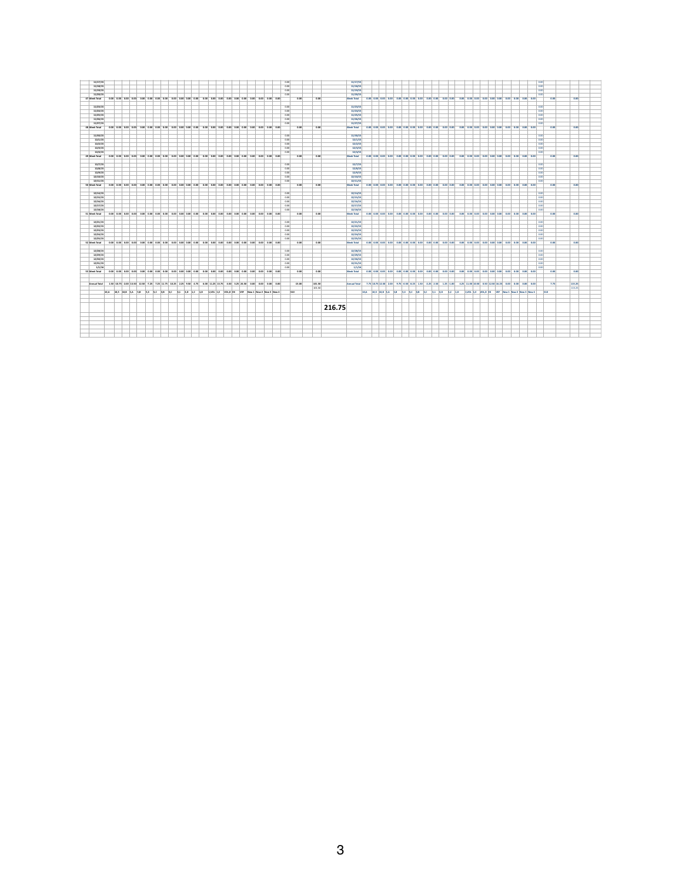216.75